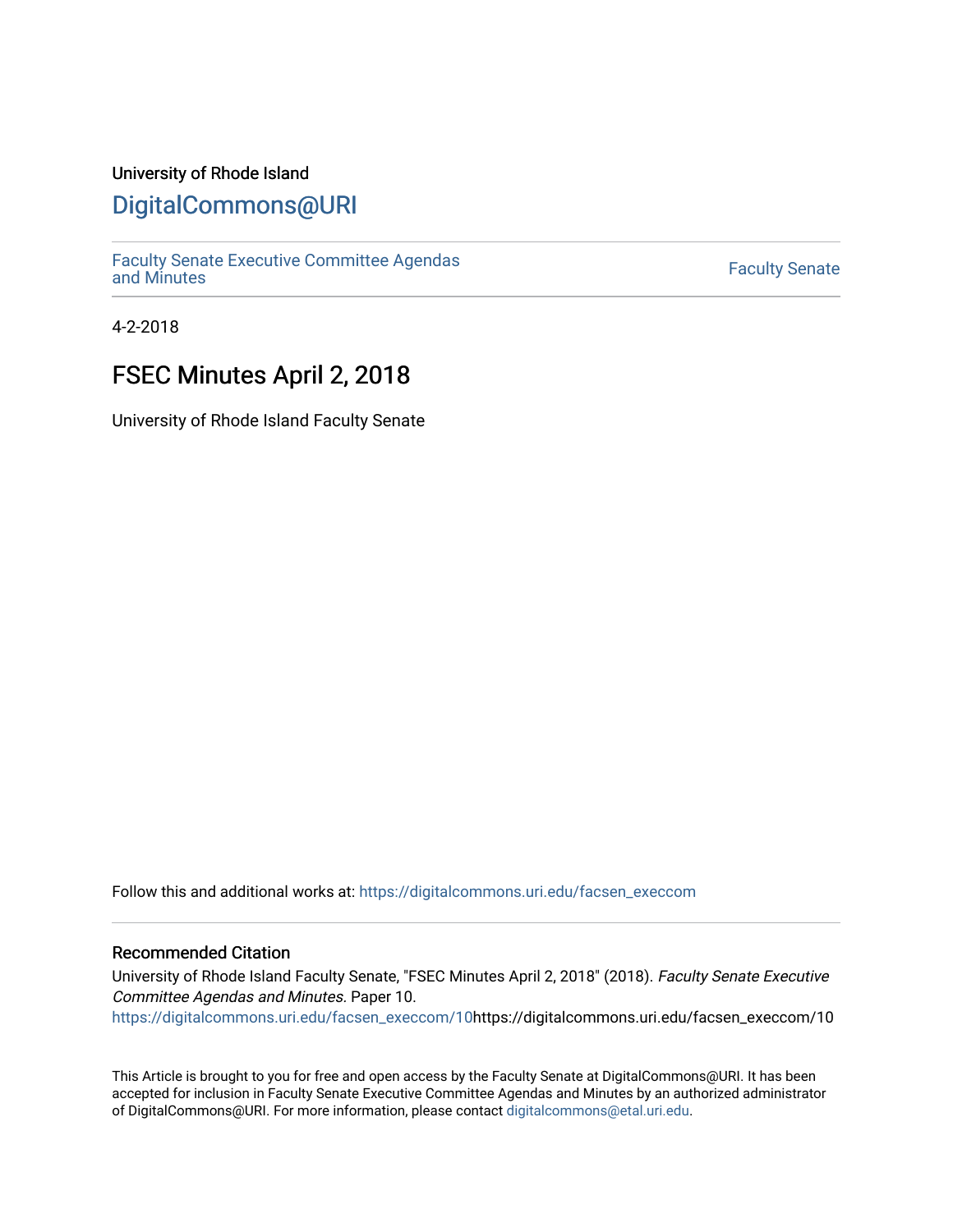University of Rhode Island

# DigitalCommons@URI

Faculty Senate Executive Committee Agendas and Minutes

Faculty Senate

4-2-2018

## FSEC Minutes April 2, 2018

University of Rhode Island Faculty Senate

Follow this and additional works at: https://digitalcommons.uri.edu/facsen_execcom

### Recommended Citation

University of Rhode Island Faculty Senate, "FSEC Minutes April 2, 2018" (2018). *Faculty Senate Executive Committee Agendas and Minutes*. Paper 10.
https://digitalcommons.uri.edu/facsen_execcom/10https://digitalcommons.uri.edu/facsen_execcom/10

This Article is brought to you for free and open access by the Faculty Senate at DigitalCommons@URI. It has been accepted for inclusion in Faculty Senate Executive Committee Agendas and Minutes by an authorized administrator of DigitalCommons@URI. For more information, please contact digitalcommons@etal.uri.edu.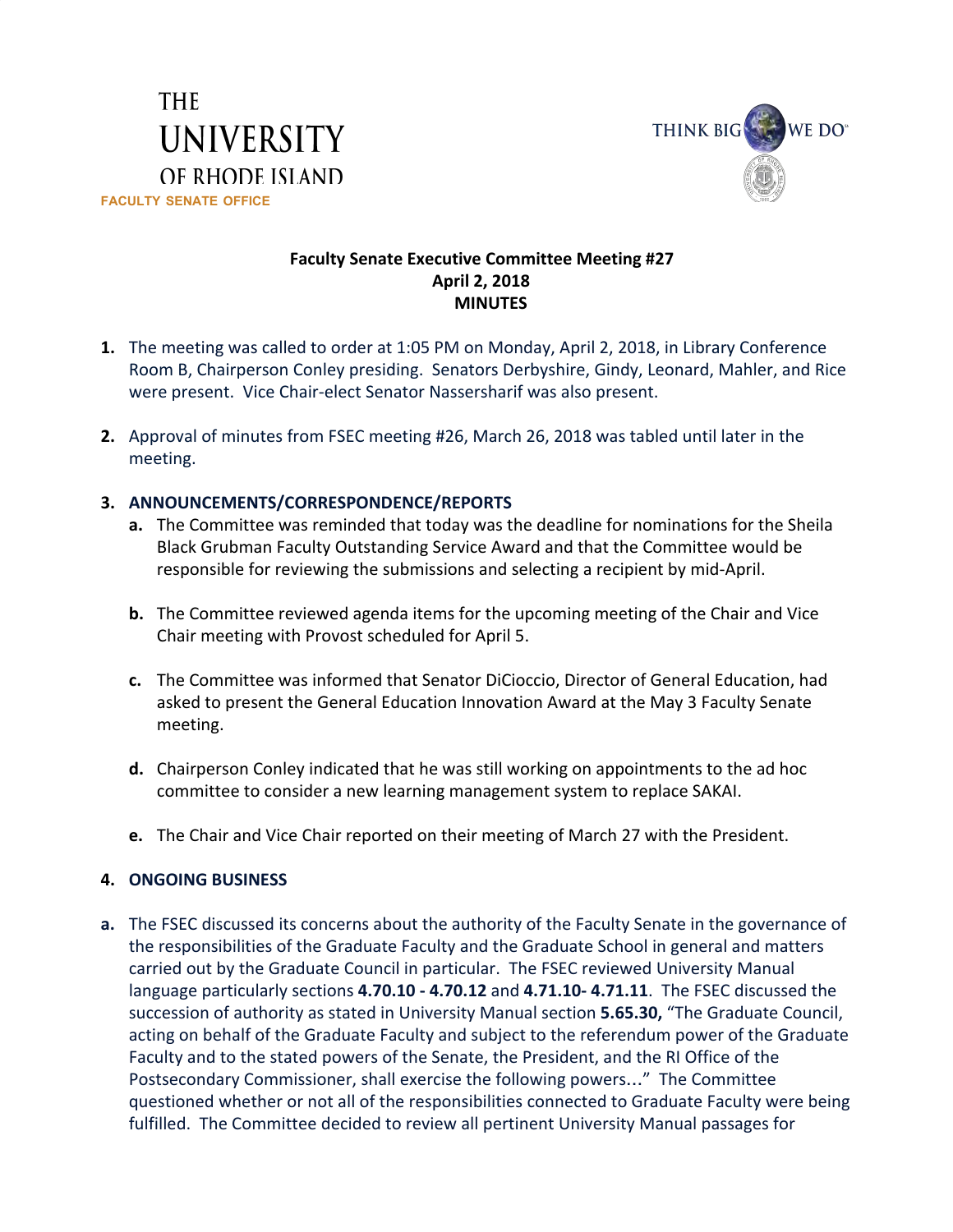THE UNIVERSITY OF RHODE ISLAND

FACULTY SENATE OFFICE

THINK BIG WE DO℠

**Faculty Senate Executive Committee Meeting #27**
**April 2, 2018**
**MINUTES**

1. The meeting was called to order at 1:05 PM on Monday, April 2, 2018, in Library Conference Room B, Chairperson Conley presiding. Senators Derbyshire, Gindy, Leonard, Mahler, and Rice were present. Vice Chair-elect Senator Nassersharif was also present.

2. Approval of minutes from FSEC meeting #26, March 26, 2018 was tabled until later in the meeting.

3. **ANNOUNCEMENTS/CORRESPONDENCE/REPORTS**
   a. The Committee was reminded that today was the deadline for nominations for the Sheila Black Grubman Faculty Outstanding Service Award and that the Committee would be responsible for reviewing the submissions and selecting a recipient by mid-April.

   b. The Committee reviewed agenda items for the upcoming meeting of the Chair and Vice Chair meeting with Provost scheduled for April 5.

   c. The Committee was informed that Senator DiCioccio, Director of General Education, had asked to present the General Education Innovation Award at the May 3 Faculty Senate meeting.

   d. Chairperson Conley indicated that he was still working on appointments to the ad hoc committee to consider a new learning management system to replace SAKAI.

   e. The Chair and Vice Chair reported on their meeting of March 27 with the President.

4. **ONGOING BUSINESS**

a. The FSEC discussed its concerns about the authority of the Faculty Senate in the governance of the responsibilities of the Graduate Faculty and the Graduate School in general and matters carried out by the Graduate Council in particular. The FSEC reviewed University Manual language particularly sections **4.70.10 - 4.70.12** and **4.71.10- 4.71.11**. The FSEC discussed the succession of authority as stated in University Manual section **5.65.30,** "The Graduate Council, acting on behalf of the Graduate Faculty and subject to the referendum power of the Graduate Faculty and to the stated powers of the Senate, the President, and the RI Office of the Postsecondary Commissioner, shall exercise the following powers…" The Committee questioned whether or not all of the responsibilities connected to Graduate Faculty were being fulfilled. The Committee decided to review all pertinent University Manual passages for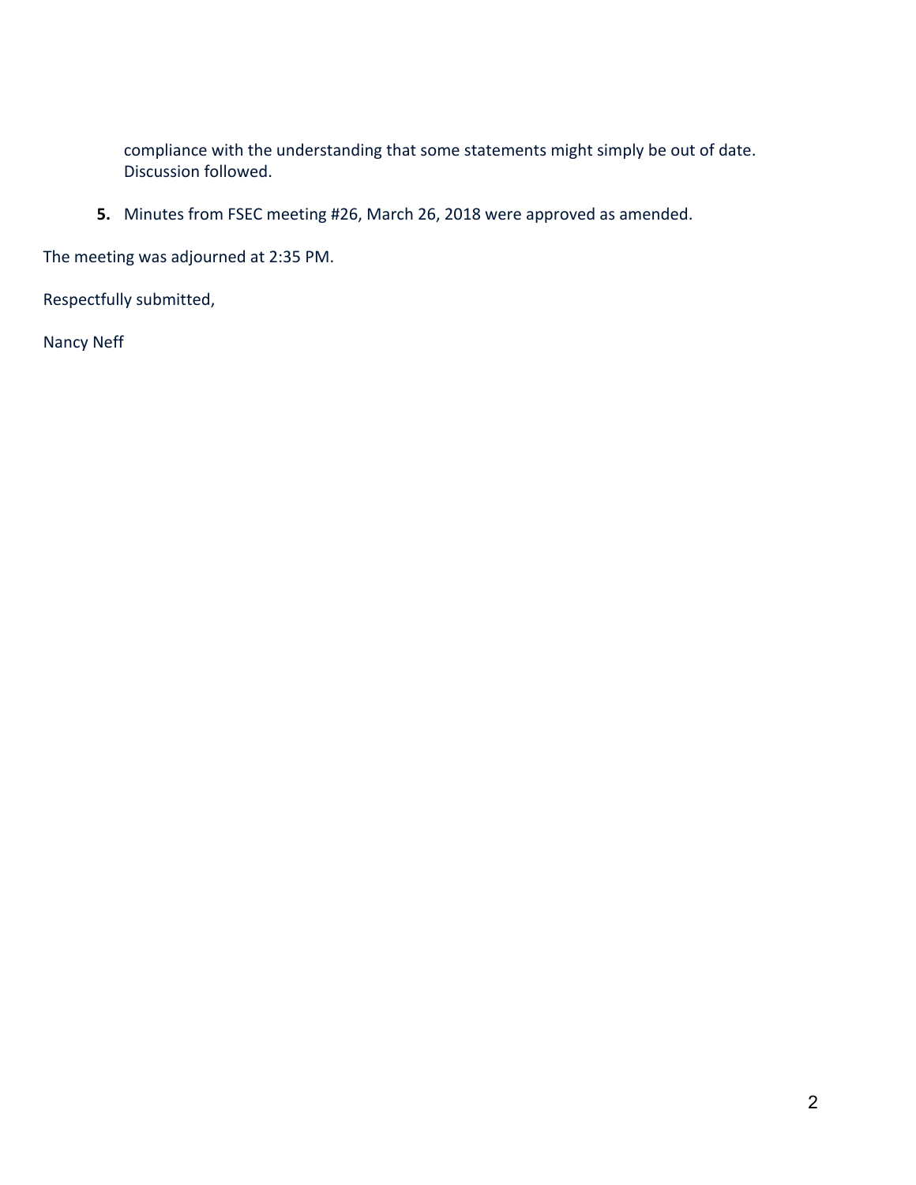compliance with the understanding that some statements might simply be out of date. Discussion followed.

5. Minutes from FSEC meeting #26, March 26, 2018 were approved as amended.

The meeting was adjourned at 2:35 PM.

Respectfully submitted,

Nancy Neff